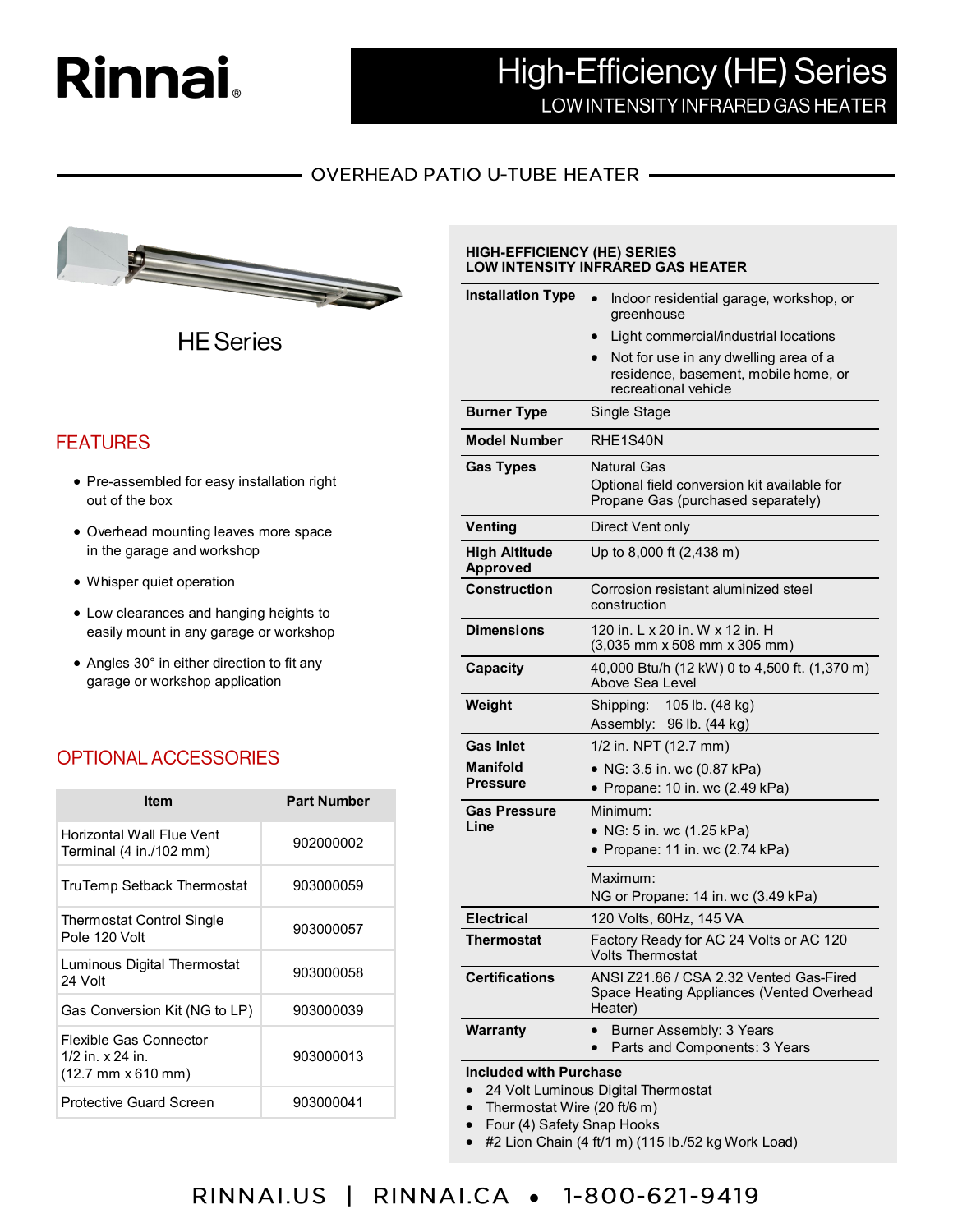Rinnai®

# High-Efficiency (HE) Series

LOW INTENSITY INFRARED GAS HEATER

## OVERHEAD PATIO U-TUBE HEATER

HE Series

## FEATURES

- Pre-assembled for easy installation right out of the box
- Overhead mounting leaves more space in the garage and workshop
- Whisper quiet operation
- Low clearances and hanging heights to easily mount in any garage or workshop
- Angles 30° in either direction to fit any garage or workshop application

## OPTIONAL ACCESSORIES

| Item | Part Number |
|---|---|
| Horizontal Wall Flue Vent Terminal (4 in./102 mm) | 902000002 |
| TruTemp Setback Thermostat | 903000059 |
| Thermostat Control Single Pole 120 Volt | 903000057 |
| Luminous Digital Thermostat 24 Volt | 903000058 |
| Gas Conversion Kit (NG to LP) | 903000039 |
| Flexible Gas Connector 1/2 in. x 24 in. (12.7 mm x 610 mm) | 903000013 |
| Protective Guard Screen | 903000041 |

## HIGH-EFFICIENCY (HE) SERIES LOW INTENSITY INFRARED GAS HEATER

| | |
|---|---|
| **Installation Type** | • Indoor residential garage, workshop, or greenhouse<br>• Light commercial/industrial locations<br>• Not for use in any dwelling area of a residence, basement, mobile home, or recreational vehicle |
| **Burner Type** | Single Stage |
| **Model Number** | RHE1S40N |
| **Gas Types** | Natural Gas<br>Optional field conversion kit available for Propane Gas (purchased separately) |
| **Venting** | Direct Vent only |
| **High Altitude Approved** | Up to 8,000 ft (2,438 m) |
| **Construction** | Corrosion resistant aluminized steel construction |
| **Dimensions** | 120 in. L x 20 in. W x 12 in. H<br>(3,035 mm x 508 mm x 305 mm) |
| **Capacity** | 40,000 Btu/h (12 kW) 0 to 4,500 ft. (1,370 m) Above Sea Level |
| **Weight** | Shipping: 105 lb. (48 kg)<br>Assembly: 96 lb. (44 kg) |
| **Gas Inlet** | 1/2 in. NPT (12.7 mm) |
| **Manifold Pressure** | • NG: 3.5 in. wc (0.87 kPa)<br>• Propane: 10 in. wc (2.49 kPa) |
| **Gas Pressure Line** | Minimum:<br>• NG: 5 in. wc (1.25 kPa)<br>• Propane: 11 in. wc (2.74 kPa)<br>Maximum:<br>NG or Propane: 14 in. wc (3.49 kPa) |
| **Electrical** | 120 Volts, 60Hz, 145 VA |
| **Thermostat** | Factory Ready for AC 24 Volts or AC 120 Volts Thermostat |
| **Certifications** | ANSI Z21.86 / CSA 2.32 Vented Gas-Fired Space Heating Appliances (Vented Overhead Heater) |
| **Warranty** | • Burner Assembly: 3 Years<br>• Parts and Components: 3 Years |

**Included with Purchase**

- 24 Volt Luminous Digital Thermostat
- Thermostat Wire (20 ft/6 m)
- Four (4) Safety Snap Hooks
- #2 Lion Chain (4 ft/1 m) (115 lb./52 kg Work Load)

RINNAI.US | RINNAI.CA • 1-800-621-9419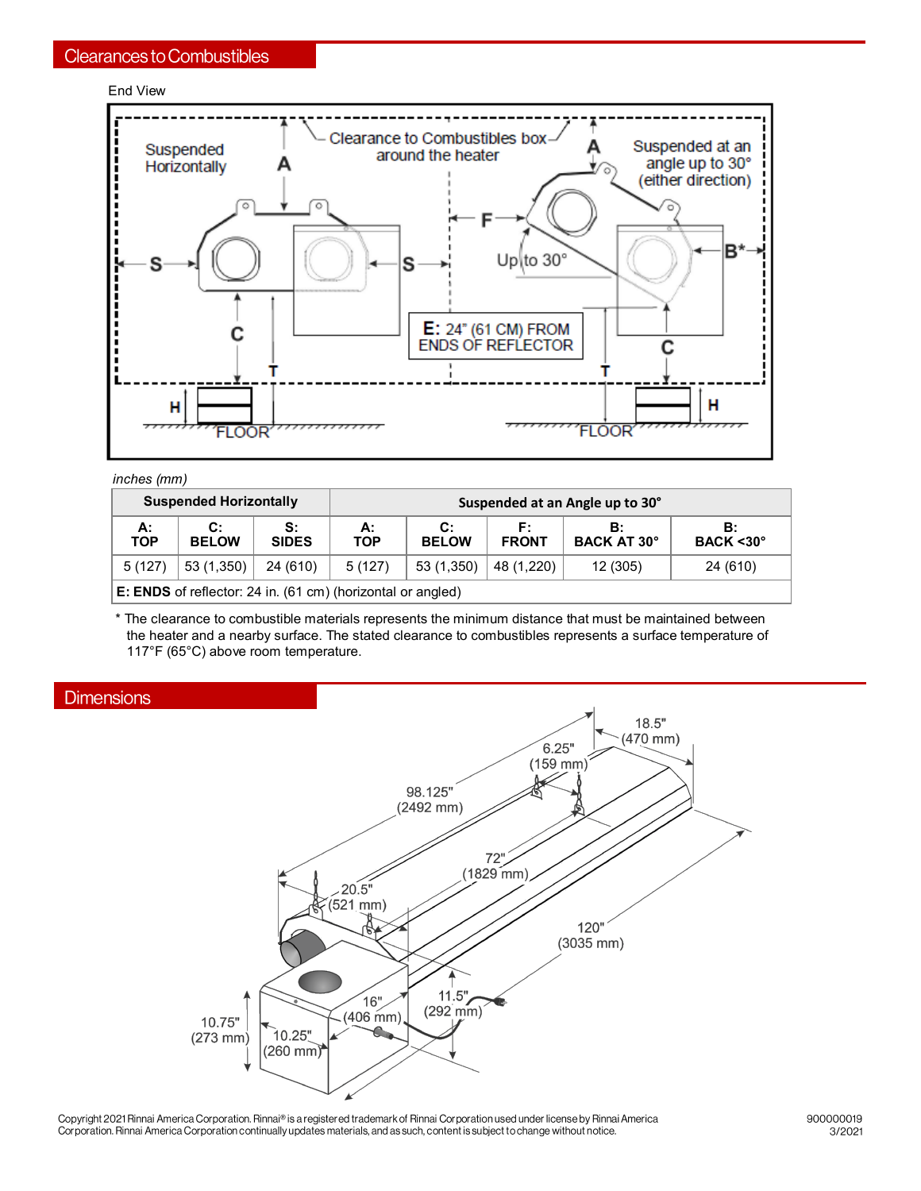## Clearances to Combustibles

End View

Suspended Horizontally

Clearance to Combustibles box around the heater

Suspended at an angle up to 30° (either direction)

A

S

S

C

T

H

FLOOR

F

Up to 30°

A

B*

C

T

H

FLOOR

E: 24" (61 CM) FROM ENDS OF REFLECTOR

*inches (mm)*

| Suspended Horizontally | | | Suspended at an Angle up to 30° | | | | |
|---|---|---|---|---|---|---|---|
| A: TOP | C: BELOW | S: SIDES | A: TOP | C: BELOW | F: FRONT | B: BACK AT 30° | B: BACK <30° |
| 5 (127) | 53 (1,350) | 24 (610) | 5 (127) | 53 (1,350) | 48 (1,220) | 12 (305) | 24 (610) |
| **E: ENDS** of reflector: 24 in. (61 cm) (horizontal or angled) | | | | | | | |

* The clearance to combustible materials represents the minimum distance that must be maintained between the heater and a nearby surface. The stated clearance to combustibles represents a surface temperature of 117°F (65°C) above room temperature.

## Dimensions

18.5" (470 mm)

6.25" (159 mm)

98.125" (2492 mm)

72" (1829 mm)

20.5" (521 mm)

120" (3035 mm)

11.5" (292 mm)

16" (406 mm)

10.75" (273 mm)

10.25" (260 mm)

Copyright 2021 Rinnai America Corporation. Rinnai® is a registered trademark of Rinnai Corporation used under license by Rinnai America Corporation. Rinnai America Corporation continually updates materials, and as such, content is subject to change without notice.

900000019
3/2021